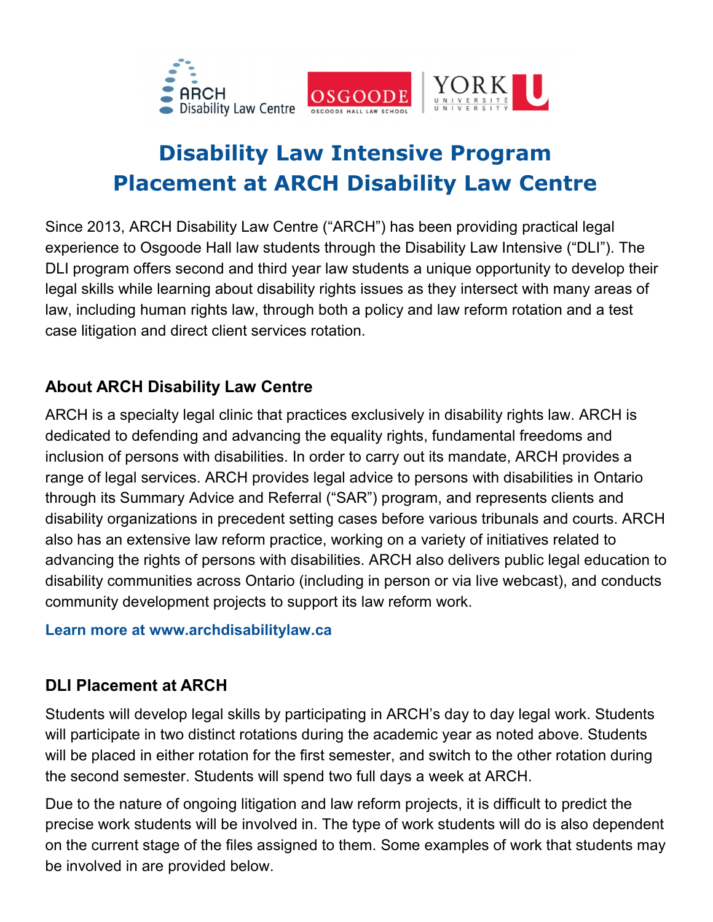# Disability Law Intensive Program
# Placement at ARCH Disability Law Centre

Since 2013, ARCH Disability Law Centre (“ARCH”) has been providing practical legal experience to Osgoode Hall law students through the Disability Law Intensive (“DLI”). The DLI program offers second and third year law students a unique opportunity to develop their legal skills while learning about disability rights issues as they intersect with many areas of law, including human rights law, through both a policy and law reform rotation and a test case litigation and direct client services rotation.

## About ARCH Disability Law Centre

ARCH is a specialty legal clinic that practices exclusively in disability rights law. ARCH is dedicated to defending and advancing the equality rights, fundamental freedoms and inclusion of persons with disabilities. In order to carry out its mandate, ARCH provides a range of legal services. ARCH provides legal advice to persons with disabilities in Ontario through its Summary Advice and Referral (“SAR”) program, and represents clients and disability organizations in precedent setting cases before various tribunals and courts. ARCH also has an extensive law reform practice, working on a variety of initiatives related to advancing the rights of persons with disabilities. ARCH also delivers public legal education to disability communities across Ontario (including in person or via live webcast), and conducts community development projects to support its law reform work.

**Learn more at www.archdisabilitylaw.ca**

## DLI Placement at ARCH

Students will develop legal skills by participating in ARCH’s day to day legal work. Students will participate in two distinct rotations during the academic year as noted above. Students will be placed in either rotation for the first semester, and switch to the other rotation during the second semester. Students will spend two full days a week at ARCH.

Due to the nature of ongoing litigation and law reform projects, it is difficult to predict the precise work students will be involved in. The type of work students will do is also dependent on the current stage of the files assigned to them. Some examples of work that students may be involved in are provided below.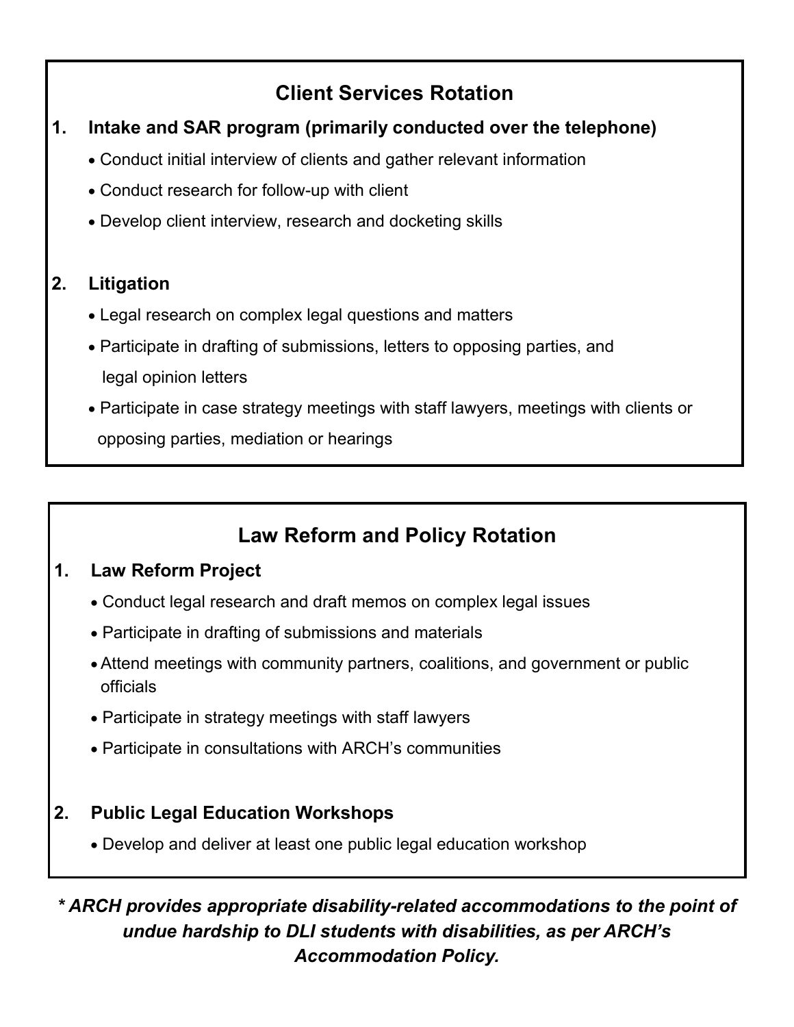## Client Services Rotation

**1. Intake and SAR program (primarily conducted over the telephone)**

- Conduct initial interview of clients and gather relevant information
- Conduct research for follow-up with client
- Develop client interview, research and docketing skills

**2. Litigation**

- Legal research on complex legal questions and matters
- Participate in drafting of submissions, letters to opposing parties, and legal opinion letters
- Participate in case strategy meetings with staff lawyers, meetings with clients or opposing parties, mediation or hearings

## Law Reform and Policy Rotation

**1. Law Reform Project**

- Conduct legal research and draft memos on complex legal issues
- Participate in drafting of submissions and materials
- Attend meetings with community partners, coalitions, and government or public officials
- Participate in strategy meetings with staff lawyers
- Participate in consultations with ARCH's communities

**2. Public Legal Education Workshops**

- Develop and deliver at least one public legal education workshop

***\* ARCH provides appropriate disability-related accommodations to the point of undue hardship to DLI students with disabilities, as per ARCH's Accommodation Policy.***